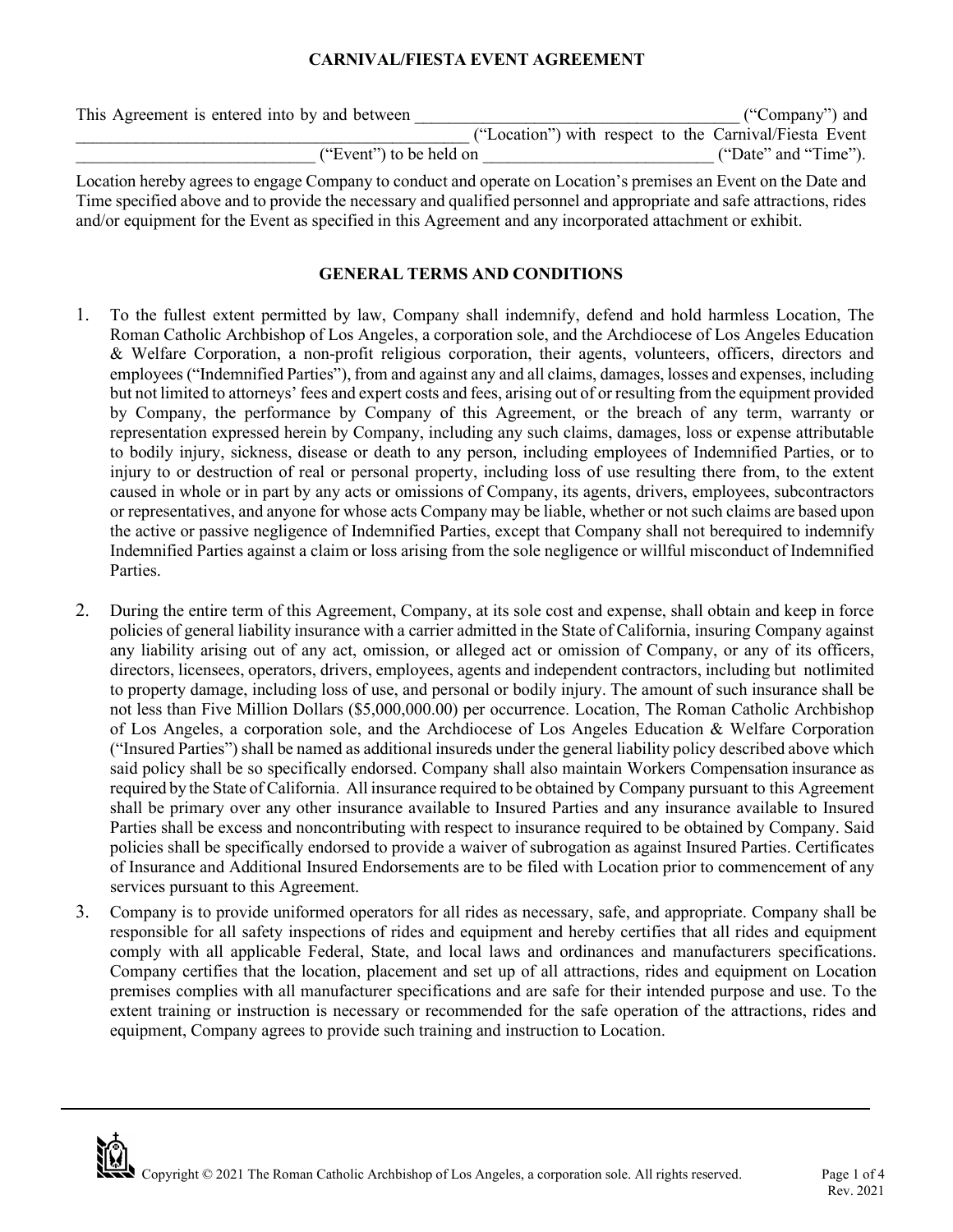# CARNIVAL/FIESTA EVENT AGREEMENT

This Agreement is entered into by and between ______________________________________ ("Company") and ______________________________________________ ("Location") with respect to the Carnival/Fiesta Event ___________________________ ("Event") to be held on ___________________________ ("Date" and "Time").

Location hereby agrees to engage Company to conduct and operate on Location's premises an Event on the Date and Time specified above and to provide the necessary and qualified personnel and appropriate and safe attractions, rides and/or equipment for the Event as specified in this Agreement and any incorporated attachment or exhibit.

## GENERAL TERMS AND CONDITIONS

1. To the fullest extent permitted by law, Company shall indemnify, defend and hold harmless Location, The Roman Catholic Archbishop of Los Angeles, a corporation sole, and the Archdiocese of Los Angeles Education & Welfare Corporation, a non-profit religious corporation, their agents, volunteers, officers, directors and employees ("Indemnified Parties"), from and against any and all claims, damages, losses and expenses, including but not limited to attorneys' fees and expert costs and fees, arising out of or resulting from the equipment provided by Company, the performance by Company of this Agreement, or the breach of any term, warranty or representation expressed herein by Company, including any such claims, damages, loss or expense attributable to bodily injury, sickness, disease or death to any person, including employees of Indemnified Parties, or to injury to or destruction of real or personal property, including loss of use resulting there from, to the extent caused in whole or in part by any acts or omissions of Company, its agents, drivers, employees, subcontractors or representatives, and anyone for whose acts Company may be liable, whether or not such claims are based upon the active or passive negligence of Indemnified Parties, except that Company shall not berequired to indemnify Indemnified Parties against a claim or loss arising from the sole negligence or willful misconduct of Indemnified Parties.

2. During the entire term of this Agreement, Company, at its sole cost and expense, shall obtain and keep in force policies of general liability insurance with a carrier admitted in the State of California, insuring Company against any liability arising out of any act, omission, or alleged act or omission of Company, or any of its officers, directors, licensees, operators, drivers, employees, agents and independent contractors, including but notlimited to property damage, including loss of use, and personal or bodily injury. The amount of such insurance shall be not less than Five Million Dollars ($5,000,000.00) per occurrence. Location, The Roman Catholic Archbishop of Los Angeles, a corporation sole, and the Archdiocese of Los Angeles Education & Welfare Corporation ("Insured Parties") shall be named as additional insureds under the general liability policy described above which said policy shall be so specifically endorsed. Company shall also maintain Workers Compensation insurance as required by the State of California. All insurance required to be obtained by Company pursuant to this Agreement shall be primary over any other insurance available to Insured Parties and any insurance available to Insured Parties shall be excess and noncontributing with respect to insurance required to be obtained by Company. Said policies shall be specifically endorsed to provide a waiver of subrogation as against Insured Parties. Certificates of Insurance and Additional Insured Endorsements are to be filed with Location prior to commencement of any services pursuant to this Agreement.

3. Company is to provide uniformed operators for all rides as necessary, safe, and appropriate. Company shall be responsible for all safety inspections of rides and equipment and hereby certifies that all rides and equipment comply with all applicable Federal, State, and local laws and ordinances and manufacturers specifications. Company certifies that the location, placement and set up of all attractions, rides and equipment on Location premises complies with all manufacturer specifications and are safe for their intended purpose and use. To the extent training or instruction is necessary or recommended for the safe operation of the attractions, rides and equipment, Company agrees to provide such training and instruction to Location.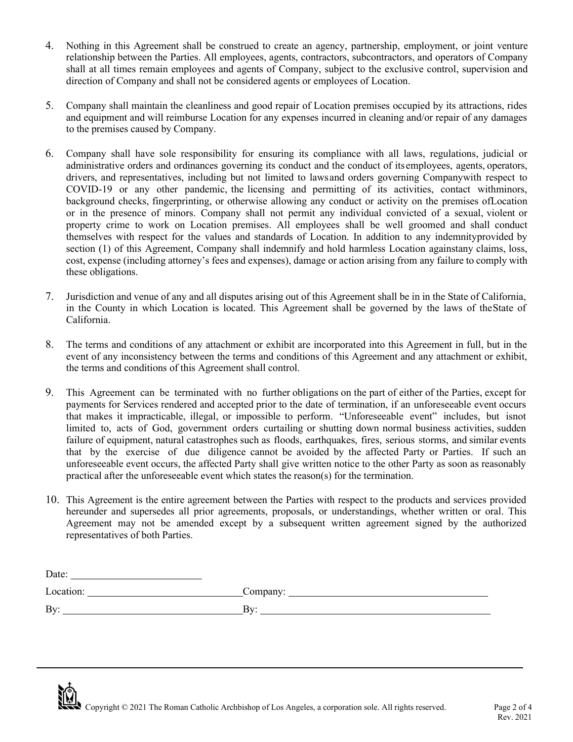4. Nothing in this Agreement shall be construed to create an agency, partnership, employment, or joint venture relationship between the Parties. All employees, agents, contractors, subcontractors, and operators of Company shall at all times remain employees and agents of Company, subject to the exclusive control, supervision and direction of Company and shall not be considered agents or employees of Location.

5. Company shall maintain the cleanliness and good repair of Location premises occupied by its attractions, rides and equipment and will reimburse Location for any expenses incurred in cleaning and/or repair of any damages to the premises caused by Company.

6. Company shall have sole responsibility for ensuring its compliance with all laws, regulations, judicial or administrative orders and ordinances governing its conduct and the conduct of its employees, agents, operators, drivers, and representatives, including but not limited to laws and orders governing Company with respect to COVID-19 or any other pandemic, the licensing and permitting of its activities, contact with minors, background checks, fingerprinting, or otherwise allowing any conduct or activity on the premises of Location or in the presence of minors. Company shall not permit any individual convicted of a sexual, violent or property crime to work on Location premises. All employees shall be well groomed and shall conduct themselves with respect for the values and standards of Location. In addition to any indemnity provided by section (1) of this Agreement, Company shall indemnify and hold harmless Location against any claims, loss, cost, expense (including attorney's fees and expenses), damage or action arising from any failure to comply with these obligations.

7. Jurisdiction and venue of any and all disputes arising out of this Agreement shall be in in the State of California, in the County in which Location is located. This Agreement shall be governed by the laws of the State of California.

8. The terms and conditions of any attachment or exhibit are incorporated into this Agreement in full, but in the event of any inconsistency between the terms and conditions of this Agreement and any attachment or exhibit, the terms and conditions of this Agreement shall control.

9. This Agreement can be terminated with no further obligations on the part of either of the Parties, except for payments for Services rendered and accepted prior to the date of termination, if an unforeseeable event occurs that makes it impracticable, illegal, or impossible to perform. "Unforeseeable event" includes, but is not limited to, acts of God, government orders curtailing or shutting down normal business activities, sudden failure of equipment, natural catastrophes such as floods, earthquakes, fires, serious storms, and similar events that by the exercise of due diligence cannot be avoided by the affected Party or Parties. If such an unforeseeable event occurs, the affected Party shall give written notice to the other Party as soon as reasonably practical after the unforeseeable event which states the reason(s) for the termination.

10. This Agreement is the entire agreement between the Parties with respect to the products and services provided hereunder and supersedes all prior agreements, proposals, or understandings, whether written or oral. This Agreement may not be amended except by a subsequent written agreement signed by the authorized representatives of both Parties.

Date: ____________________________

Location: ______________________________ Company: ________________________________________

By: ___________________________________ By: ______________________________________________

Copyright © 2021 The Roman Catholic Archbishop of Los Angeles, a corporation sole. All rights reserved.

Rev. 2021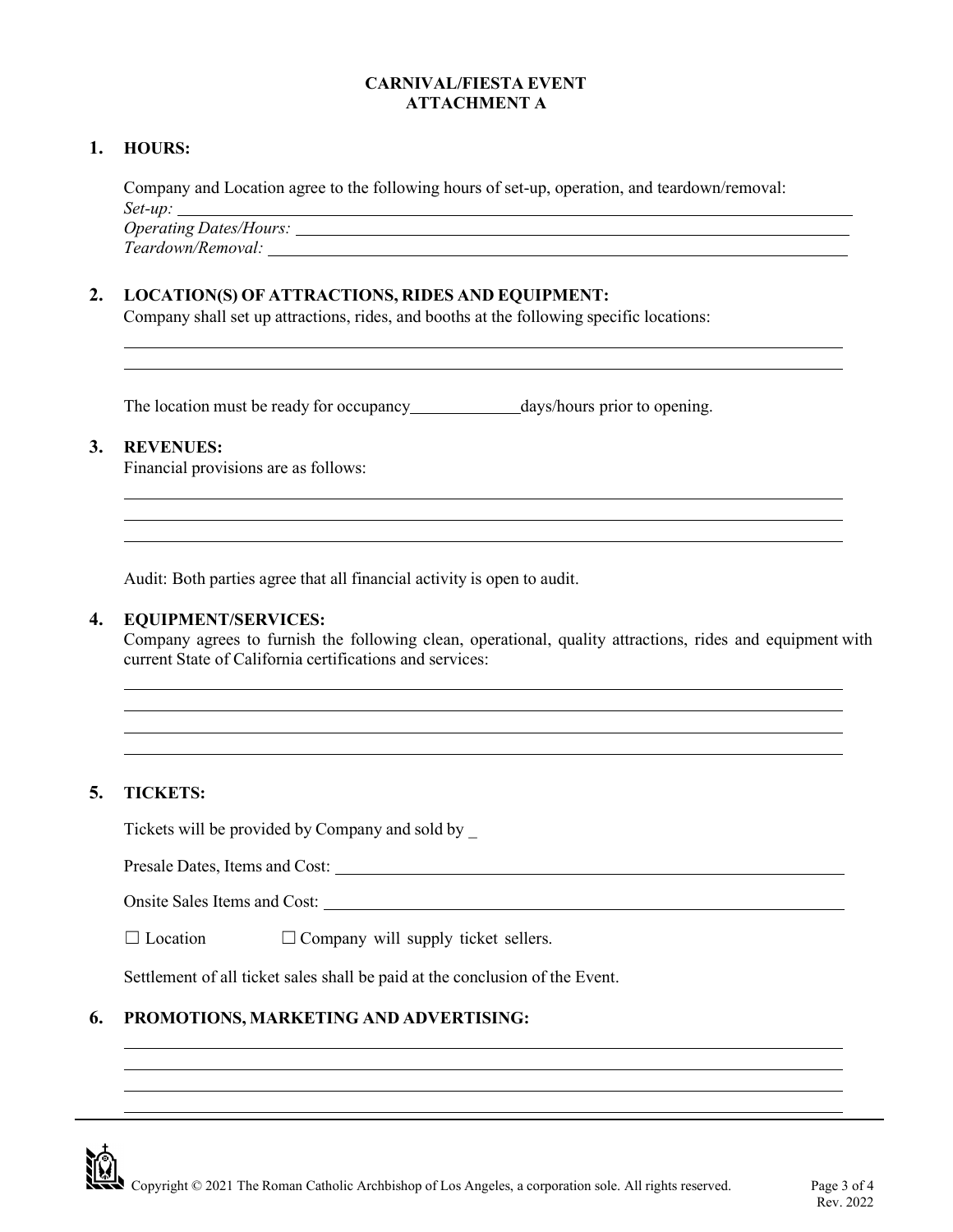# CARNIVAL/FIESTA EVENT
## ATTACHMENT A

**1. HOURS:**

Company and Location agree to the following hours of set-up, operation, and teardown/removal:

*Set-up:* ______________________________________________

*Operating Dates/Hours:* ______________________________________________

*Teardown/Removal:* ______________________________________________

**2. LOCATION(S) OF ATTRACTIONS, RIDES AND EQUIPMENT:**

Company shall set up attractions, rides, and booths at the following specific locations:

______________________________________________

______________________________________________

The location must be ready for occupancy__________days/hours prior to opening.

**3. REVENUES:**

Financial provisions are as follows:

______________________________________________

______________________________________________

______________________________________________

Audit: Both parties agree that all financial activity is open to audit.

**4. EQUIPMENT/SERVICES:**

Company agrees to furnish the following clean, operational, quality attractions, rides and equipment with current State of California certifications and services:

______________________________________________

______________________________________________

______________________________________________

______________________________________________

**5. TICKETS:**

Tickets will be provided by Company and sold by _

Presale Dates, Items and Cost: ______________________________________________

Onsite Sales Items and Cost: ______________________________________________

☐ Location ☐ Company will supply ticket sellers.

Settlement of all ticket sales shall be paid at the conclusion of the Event.

**6. PROMOTIONS, MARKETING AND ADVERTISING:**

______________________________________________

______________________________________________

______________________________________________

______________________________________________

Copyright © 2021 The Roman Catholic Archbishop of Los Angeles, a corporation sole. All rights reserved.

Rev. 2022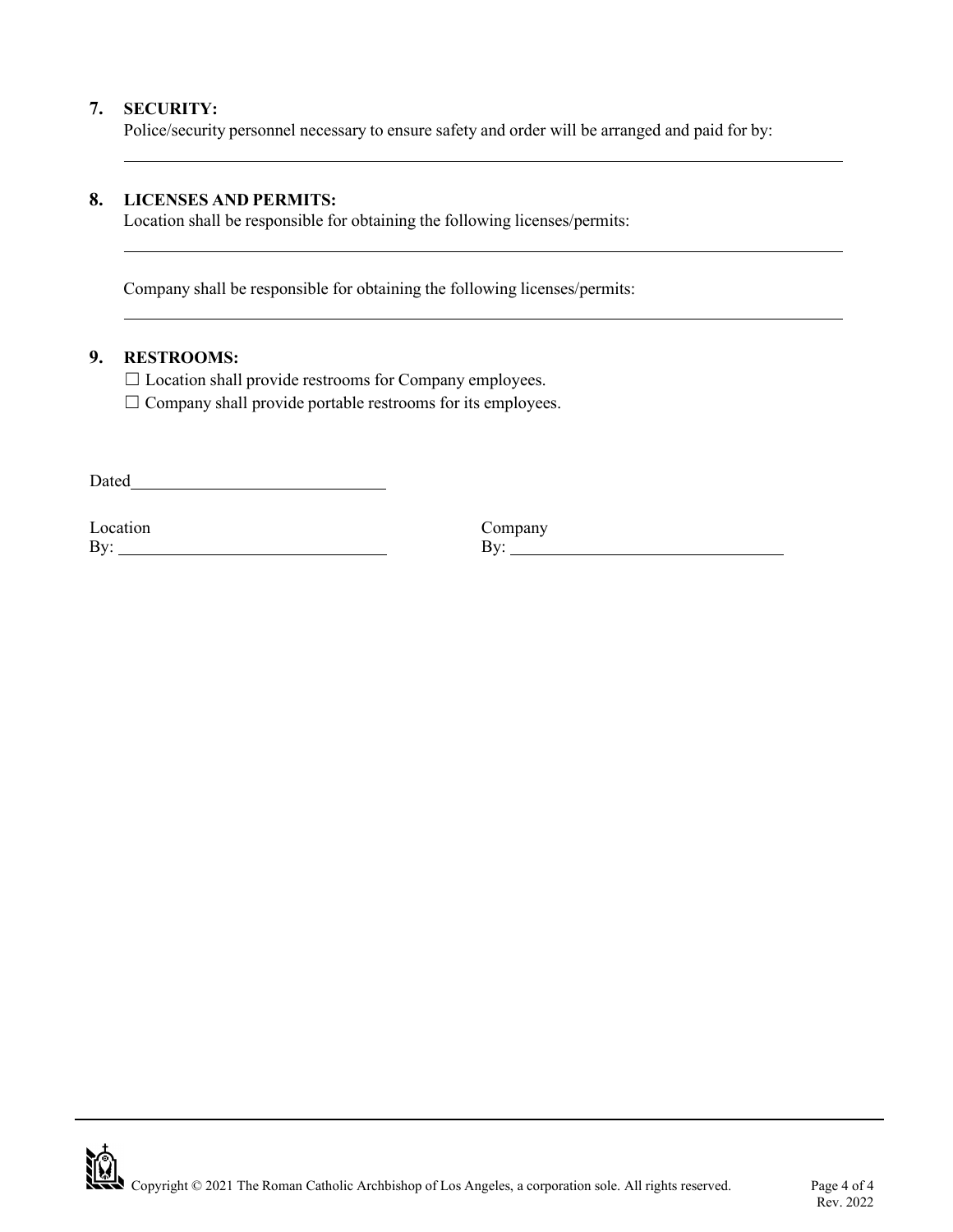**7. SECURITY:**
Police/security personnel necessary to ensure safety and order will be arranged and paid for by:

\_\_\_\_\_\_\_\_\_\_\_\_\_\_\_\_\_\_\_\_\_\_\_\_\_\_\_\_\_\_\_\_\_\_\_\_\_\_\_\_\_\_\_\_\_\_\_\_\_\_\_\_\_\_\_\_\_\_\_\_

**8. LICENSES AND PERMITS:**
Location shall be responsible for obtaining the following licenses/permits:

\_\_\_\_\_\_\_\_\_\_\_\_\_\_\_\_\_\_\_\_\_\_\_\_\_\_\_\_\_\_\_\_\_\_\_\_\_\_\_\_\_\_\_\_\_\_\_\_\_\_\_\_\_\_\_\_\_\_\_\_

Company shall be responsible for obtaining the following licenses/permits:

\_\_\_\_\_\_\_\_\_\_\_\_\_\_\_\_\_\_\_\_\_\_\_\_\_\_\_\_\_\_\_\_\_\_\_\_\_\_\_\_\_\_\_\_\_\_\_\_\_\_\_\_\_\_\_\_\_\_\_\_

**9. RESTROOMS:**
☐ Location shall provide restrooms for Company employees.
☐ Company shall provide portable restrooms for its employees.

Dated\_\_\_\_\_\_\_\_\_\_\_\_\_\_\_\_\_\_\_\_\_\_\_\_\_\_\_\_\_\_

Location
By: \_\_\_\_\_\_\_\_\_\_\_\_\_\_\_\_\_\_\_\_\_\_\_\_\_\_\_\_\_\_

Company
By: \_\_\_\_\_\_\_\_\_\_\_\_\_\_\_\_\_\_\_\_\_\_\_\_\_\_\_\_\_\_

Copyright © 2021 The Roman Catholic Archbishop of Los Angeles, a corporation sole. All rights reserved.

Rev. 2022